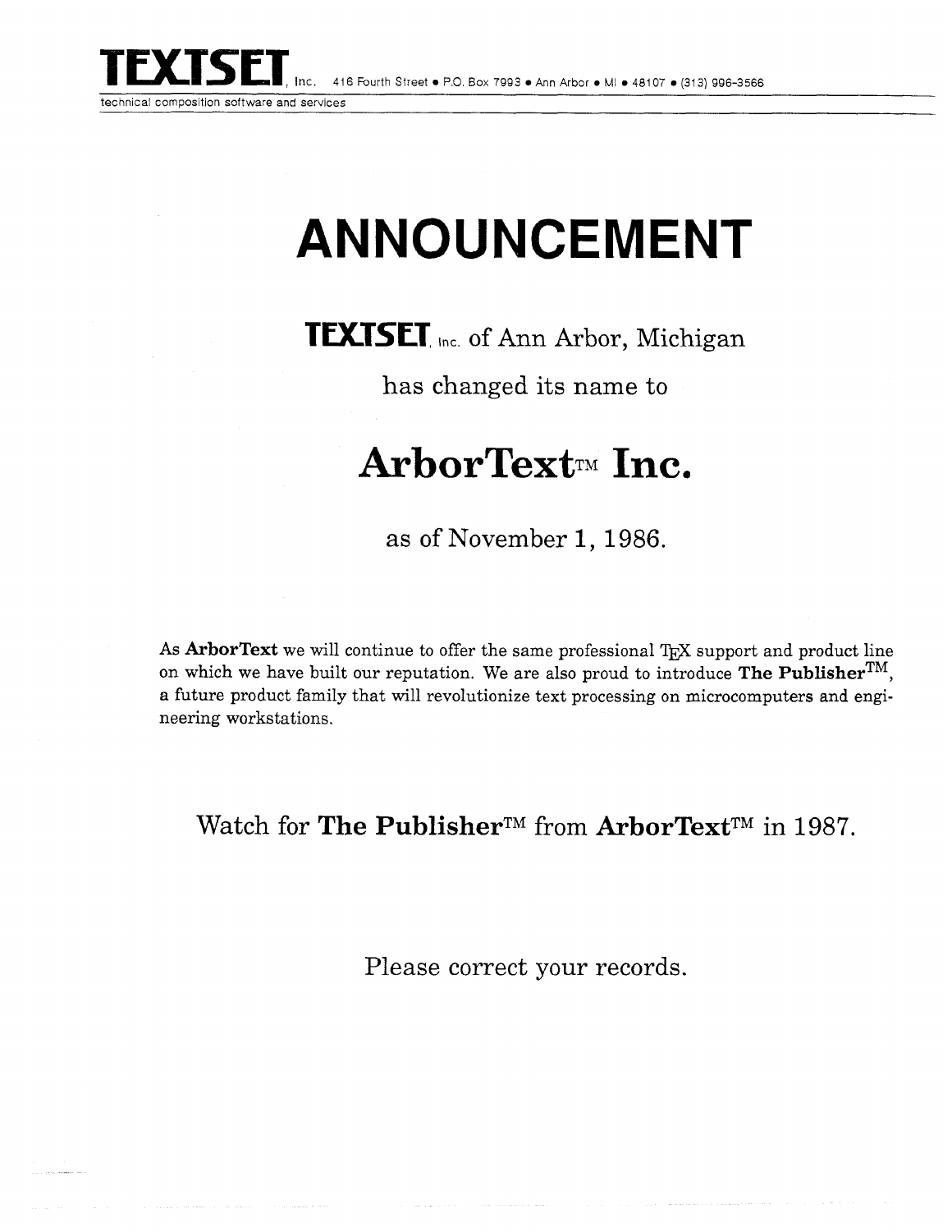**TEXTSET**, Inc. 416 Fourth Street • P.O. Box 7993 • Ann Arbor • MI • 48107 • (313) 996-3566

technical composition software and services

# ANNOUNCEMENT

**TEXTSET**, Inc. of Ann Arbor, Michigan

has changed its name to

## ArborText™ Inc.

as of November 1, 1986.

As **ArborText** we will continue to offer the same professional TeX support and product line on which we have built our reputation. We are also proud to introduce **The Publisher™**, a future product family that will revolutionize text processing on microcomputers and engineering workstations.

Watch for **The Publisher™** from **ArborText™** in 1987.

Please correct your records.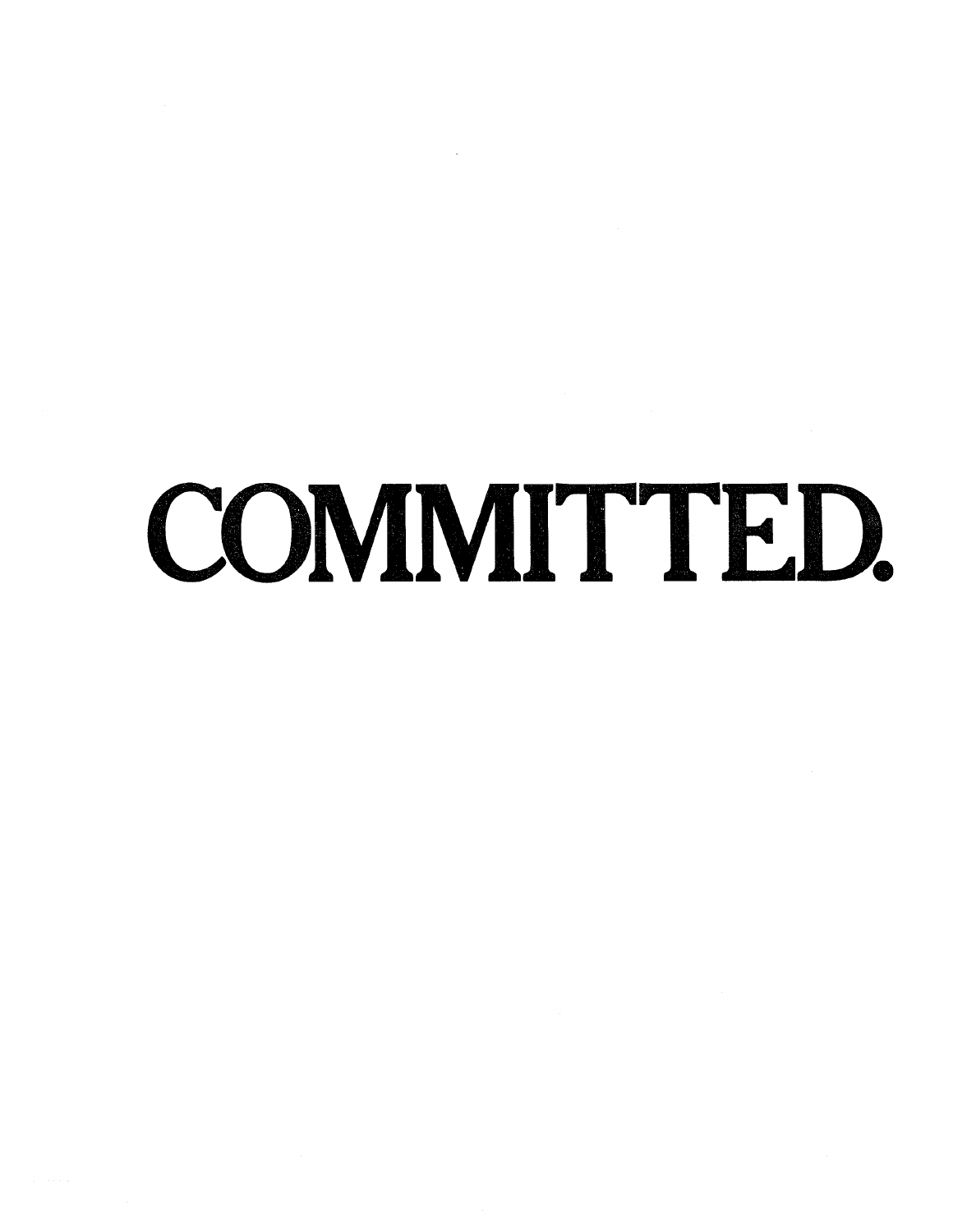# COMMITTED.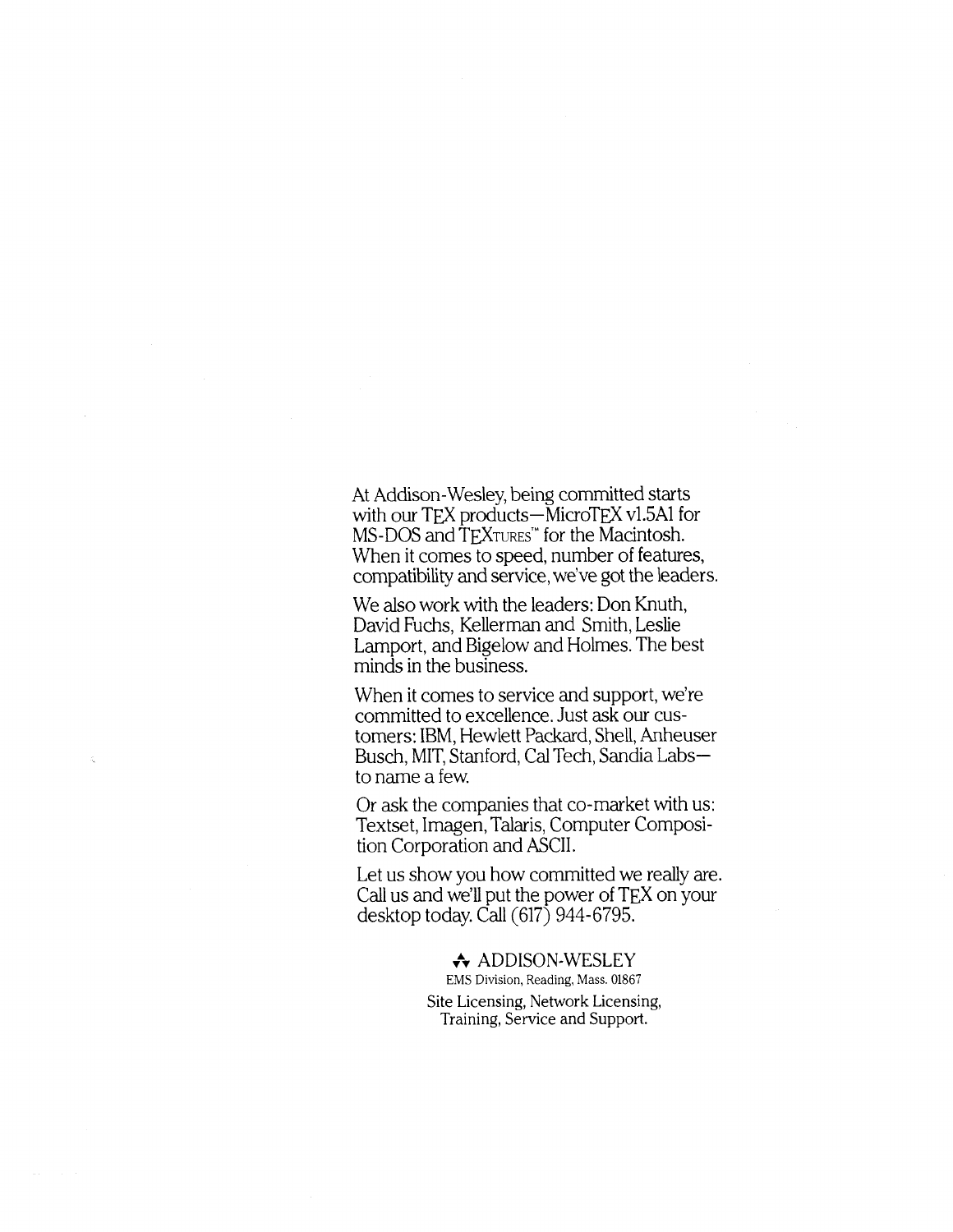At Addison-Wesley, being committed starts with our TEX products—MicroTEX v1.5A1 for MS-DOS and TEXTURES™ for the Macintosh. When it comes to speed, number of features, compatibility and service, we've got the leaders.

We also work with the leaders: Don Knuth, David Fuchs, Kellerman and Smith, Leslie Lamport, and Bigelow and Holmes. The best minds in the business.

When it comes to service and support, we're committed to excellence. Just ask our customers: IBM, Hewlett Packard, Shell, Anheuser Busch, MIT, Stanford, Cal Tech, Sandia Labs—to name a few.

Or ask the companies that co-market with us: Textset, Imagen, Talaris, Computer Composition Corporation and ASCII.

Let us show you how committed we really are. Call us and we'll put the power of TEX on your desktop today. Call (617) 944-6795.

ADDISON-WESLEY
EMS Division, Reading, Mass. 01867
Site Licensing, Network Licensing, Training, Service and Support.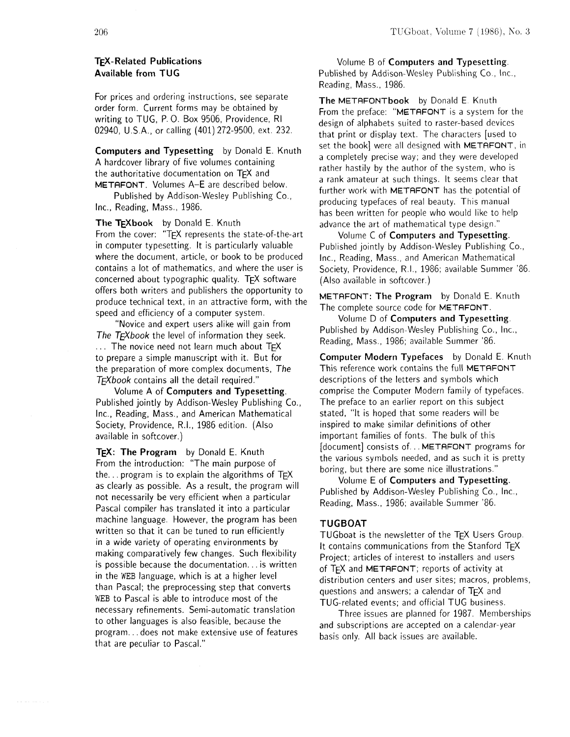## TeX-Related Publications Available from TUG

For prices and ordering instructions, see separate order form. Current forms may be obtained by writing to TUG, P. O. Box 9506, Providence, RI 02940, U.S.A., or calling (401) 272-9500, ext. 232.

**Computers and Typesetting** by Donald E. Knuth
A hardcover library of five volumes containing the authoritative documentation on TeX and METAFONT. Volumes A–E are described below.

Published by Addison-Wesley Publishing Co., Inc., Reading, Mass., 1986.

**The TeXbook** by Donald E. Knuth
From the cover: "TeX represents the state-of-the-art in computer typesetting. It is particularly valuable where the document, article, or book to be produced contains a lot of mathematics, and where the user is concerned about typographic quality. TeX software offers both writers and publishers the opportunity to produce technical text, in an attractive form, with the speed and efficiency of a computer system.

"Novice and expert users alike will gain from *The TeXbook* the level of information they seek. ... The novice need not learn much about TeX to prepare a simple manuscript with it. But for the preparation of more complex documents, *The TeXbook* contains all the detail required."

Volume A of **Computers and Typesetting**. Published jointly by Addison-Wesley Publishing Co., Inc., Reading, Mass., and American Mathematical Society, Providence, R.I., 1986 edition. (Also available in softcover.)

**TeX: The Program** by Donald E. Knuth
From the introduction: "The main purpose of the... program is to explain the algorithms of TeX as clearly as possible. As a result, the program will not necessarily be very efficient when a particular Pascal compiler has translated it into a particular machine language. However, the program has been written so that it can be tuned to run efficiently in a wide variety of operating environments by making comparatively few changes. Such flexibility is possible because the documentation... is written in the WEB language, which is at a higher level than Pascal; the preprocessing step that converts WEB to Pascal is able to introduce most of the necessary refinements. Semi-automatic translation to other languages is also feasible, because the program... does not make extensive use of features that are peculiar to Pascal."

Volume B of **Computers and Typesetting**. Published by Addison-Wesley Publishing Co., Inc., Reading, Mass., 1986.

**The METAFONTbook** by Donald E. Knuth
From the preface: "METAFONT is a system for the design of alphabets suited to raster-based devices that print or display text. The characters [used to set the book] were all designed with METAFONT, in a completely precise way; and they were developed rather hastily by the author of the system, who is a rank amateur at such things. It seems clear that further work with METAFONT has the potential of producing typefaces of real beauty. This manual has been written for people who would like to help advance the art of mathematical type design."

Volume C of **Computers and Typesetting**. Published jointly by Addison-Wesley Publishing Co., Inc., Reading, Mass., and American Mathematical Society, Providence, R.I., 1986; available Summer '86. (Also available in softcover.)

**METAFONT: The Program** by Donald E. Knuth
The complete source code for METAFONT.

Volume D of **Computers and Typesetting**. Published by Addison-Wesley Publishing Co., Inc., Reading, Mass., 1986; available Summer '86.

**Computer Modern Typefaces** by Donald E. Knuth
This reference work contains the full METAFONT descriptions of the letters and symbols which comprise the Computer Modern family of typefaces. The preface to an earlier report on this subject stated, "It is hoped that some readers will be inspired to make similar definitions of other important families of fonts. The bulk of this [document] consists of... METAFONT programs for the various symbols needed, and as such it is pretty boring, but there are some nice illustrations."

Volume E of **Computers and Typesetting**. Published by Addison-Wesley Publishing Co., Inc., Reading, Mass., 1986; available Summer '86.

### TUGBOAT

TUGboat is the newsletter of the TeX Users Group. It contains communications from the Stanford TeX Project; articles of interest to installers and users of TeX and METAFONT; reports of activity at distribution centers and user sites; macros, problems, questions and answers; a calendar of TeX and TUG-related events; and official TUG business.

Three issues are planned for 1987. Memberships and subscriptions are accepted on a calendar-year basis only. All back issues are available.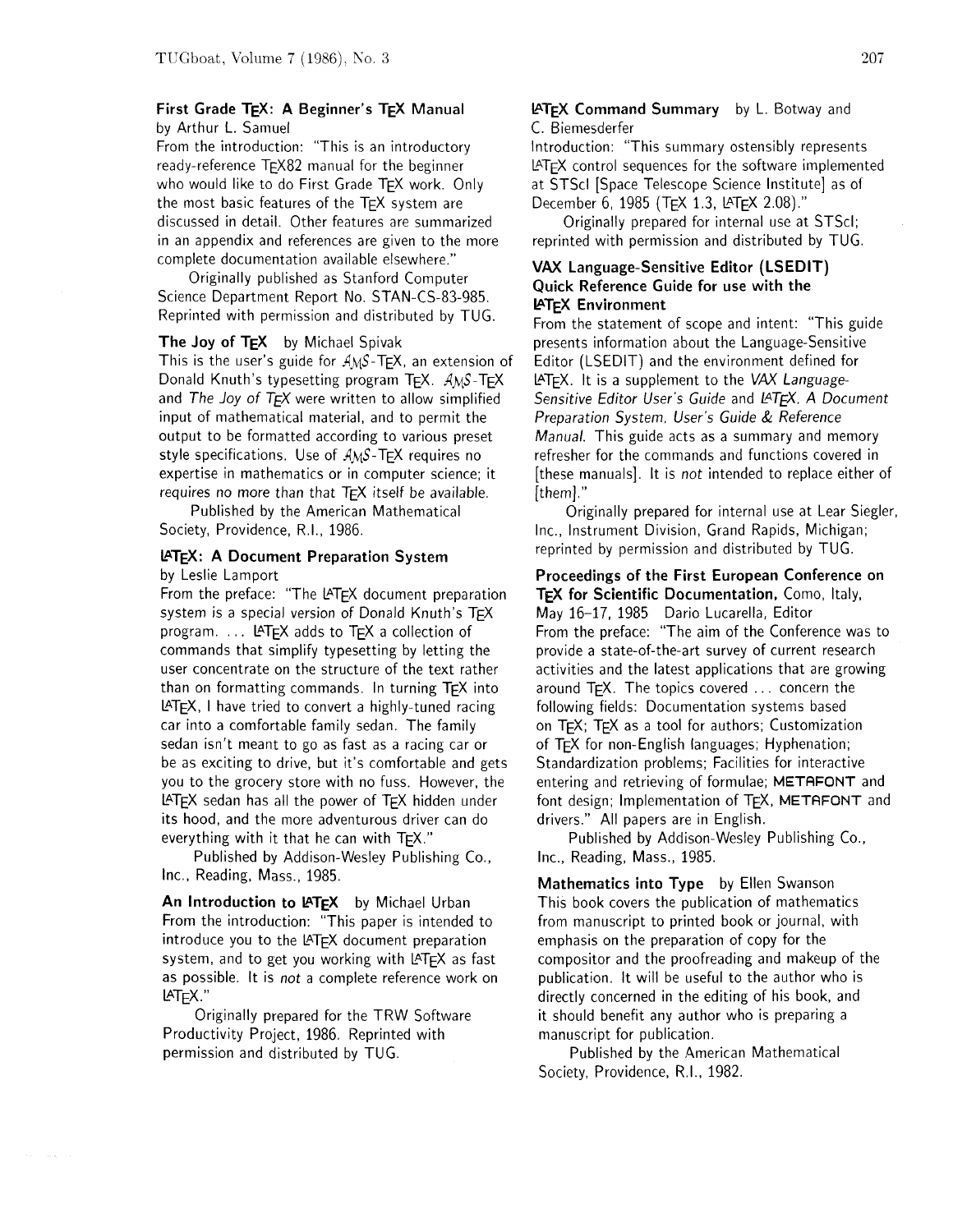**First Grade TeX: A Beginner's TeX Manual**
by Arthur L. Samuel

From the introduction: "This is an introductory ready-reference TeX82 manual for the beginner who would like to do First Grade TeX work. Only the most basic features of the TeX system are discussed in detail. Other features are summarized in an appendix and references are given to the more complete documentation available elsewhere."

Originally published as Stanford Computer Science Department Report No. STAN-CS-83-985. Reprinted with permission and distributed by TUG.

**The Joy of TeX** by Michael Spivak

This is the user's guide for AMS-TeX, an extension of Donald Knuth's typesetting program TeX. AMS-TeX and *The Joy of TeX* were written to allow simplified input of mathematical material, and to permit the output to be formatted according to various preset style specifications. Use of AMS-TeX requires no expertise in mathematics or in computer science; it requires no more than that TeX itself be available.

Published by the American Mathematical Society, Providence, R.I., 1986.

**LaTeX: A Document Preparation System**
by Leslie Lamport

From the preface: "The LaTeX document preparation system is a special version of Donald Knuth's TeX program. ... LaTeX adds to TeX a collection of commands that simplify typesetting by letting the user concentrate on the structure of the text rather than on formatting commands. In turning TeX into LaTeX, I have tried to convert a highly-tuned racing car into a comfortable family sedan. The family sedan isn't meant to go as fast as a racing car or be as exciting to drive, but it's comfortable and gets you to the grocery store with no fuss. However, the LaTeX sedan has all the power of TeX hidden under its hood, and the more adventurous driver can do everything with it that he can with TeX."

Published by Addison-Wesley Publishing Co., Inc., Reading, Mass., 1985.

**An Introduction to LaTeX** by Michael Urban

From the introduction: "This paper is intended to introduce you to the LaTeX document preparation system, and to get you working with LaTeX as fast as possible. It is *not* a complete reference work on LaTeX."

Originally prepared for the TRW Software Productivity Project, 1986. Reprinted with permission and distributed by TUG.

**LaTeX Command Summary** by L. Botway and C. Biemesderfer

Introduction: "This summary ostensibly represents LaTeX control sequences for the software implemented at STScI [Space Telescope Science Institute] as of December 6, 1985 (TeX 1.3, LaTeX 2.08)."

Originally prepared for internal use at STScI; reprinted with permission and distributed by TUG.

**VAX Language-Sensitive Editor (LSEDIT) Quick Reference Guide for use with the LaTeX Environment**

From the statement of scope and intent: "This guide presents information about the Language-Sensitive Editor (LSEDIT) and the environment defined for LaTeX. It is a supplement to the *VAX Language-Sensitive Editor User's Guide* and *LaTeX, A Document Preparation System, User's Guide & Reference Manual*. This guide acts as a summary and memory refresher for the commands and functions covered in [these manuals]. It is *not* intended to replace either of [them]."

Originally prepared for internal use at Lear Siegler, Inc., Instrument Division, Grand Rapids, Michigan; reprinted by permission and distributed by TUG.

**Proceedings of the First European Conference on TeX for Scientific Documentation**, Como, Italy, May 16–17, 1985 Dario Lucarella, Editor

From the preface: "The aim of the Conference was to provide a state-of-the-art survey of current research activities and the latest applications that are growing around TeX. The topics covered ... concern the following fields: Documentation systems based on TeX; TeX as a tool for authors; Customization of TeX for non-English languages; Hyphenation; Standardization problems; Facilities for interactive entering and retrieving of formulae; METAFONT and font design; Implementation of TeX, METAFONT and drivers." All papers are in English.

Published by Addison-Wesley Publishing Co., Inc., Reading, Mass., 1985.

**Mathematics into Type** by Ellen Swanson

This book covers the publication of mathematics from manuscript to printed book or journal, with emphasis on the preparation of copy for the compositor and the proofreading and makeup of the publication. It will be useful to the author who is directly concerned in the editing of his book, and it should benefit any author who is preparing a manuscript for publication.

Published by the American Mathematical Society, Providence, R.I., 1982.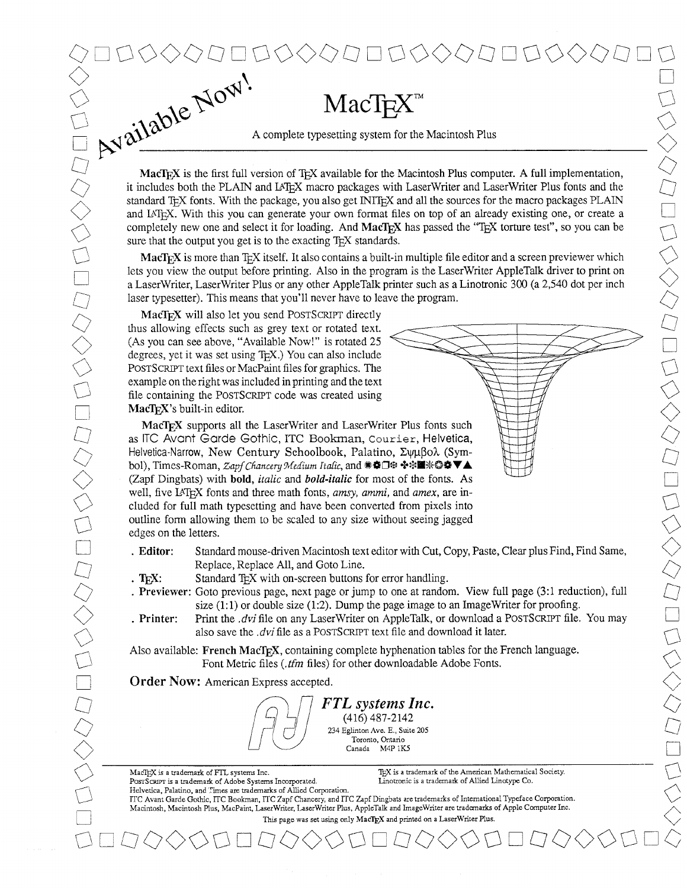Available Now!

# MacTeX™

A complete typesetting system for the Macintosh Plus

**MacTeX** is the first full version of TeX available for the Macintosh Plus computer. A full implementation, it includes both the PLAIN and LaTeX macro packages with LaserWriter and LaserWriter Plus fonts and the standard TeX fonts. With the package, you also get INITEX and all the sources for the macro packages PLAIN and LaTeX. With this you can generate your own format files on top of an already existing one, or create a completely new one and select it for loading. And **MacTeX** has passed the "TeX torture test", so you can be sure that the output you get is to the exacting TeX standards.

**MacTeX** is more than TeX itself. It also contains a built-in multiple file editor and a screen previewer which lets you view the output before printing. Also in the program is the LaserWriter AppleTalk driver to print on a LaserWriter, LaserWriter Plus or any other AppleTalk printer such as a Linotronic 300 (a 2,540 dot per inch laser typesetter). This means that you'll never have to leave the program.

**MacTeX** will also let you send POSTSCRIPT directly thus allowing effects such as grey text or rotated text. (As you can see above, "Available Now!" is rotated 25 degrees, yet it was set using TeX.) You can also include POSTSCRIPT text files or MacPaint files for graphics. The example on the right was included in printing and the text file containing the POSTSCRIPT code was created using **MacTeX**'s built-in editor.

**MacTeX** supports all the LaserWriter and LaserWriter Plus fonts such as ITC Avant Garde Gothic, ITC Bookman, Courier, Helvetica, Helvetica-Narrow, New Century Schoolbook, Palatino, Σψμβολ (Symbol), Times-Roman, *Zapf Chancery Medium Italic*, and ✺✿❏❄ ✤❈■✻❂✿▼▲ (Zapf Dingbats) with **bold**, *italic* and ***bold-italic*** for most of the fonts. As well, five LaTeX fonts and three math fonts, *amsy, ammi,* and *amex*, are included for full math typesetting and have been converted from pixels into outline form allowing them to be scaled to any size without seeing jagged edges on the letters.

- **Editor:** Standard mouse-driven Macintosh text editor with Cut, Copy, Paste, Clear plus Find, Find Same, Replace, Replace All, and Goto Line.
- **TeX:** Standard TeX with on-screen buttons for error handling.
- **Previewer:** Goto previous page, next page or jump to one at random. View full page (3:1 reduction), full size (1:1) or double size (1:2). Dump the page image to an ImageWriter for proofing.
- **Printer:** Print the *.dvi* file on any LaserWriter on AppleTalk, or download a POSTSCRIPT file. You may also save the *.dvi* file as a POSTSCRIPT text file and download it later.

Also available: **French MacTeX**, containing complete hyphenation tables for the French language.
Font Metric files (*.tfm* files) for other downloadable Adobe Fonts.

**Order Now:** American Express accepted.

***FTL systems Inc.***
(416) 487-2142
234 Eglinton Ave. E., Suite 205
Toronto, Ontario
Canada M4P 1K5

MacTeX is a trademark of FTL systems Inc.
POSTSCRIPT is a trademark of Adobe Systems Incorporated.
TeX is a trademark of the American Mathematical Society.
Linotronic is a trademark of Allied Linotype Co.
Helvetica, Palatino, and Times are trademarks of Allied Corporation.
ITC Avant Garde Gothic, ITC Bookman, ITC Zapf Chancery, and ITC Zapf Dingbats are trademarks of International Typeface Corporation.
Macintosh, Macintosh Plus, MacPaint, LaserWriter, LaserWriter Plus, AppleTalk and ImageWriter are trademarks of Apple Computer Inc.

This page was set using only **MacTeX** and printed on a LaserWriter Plus.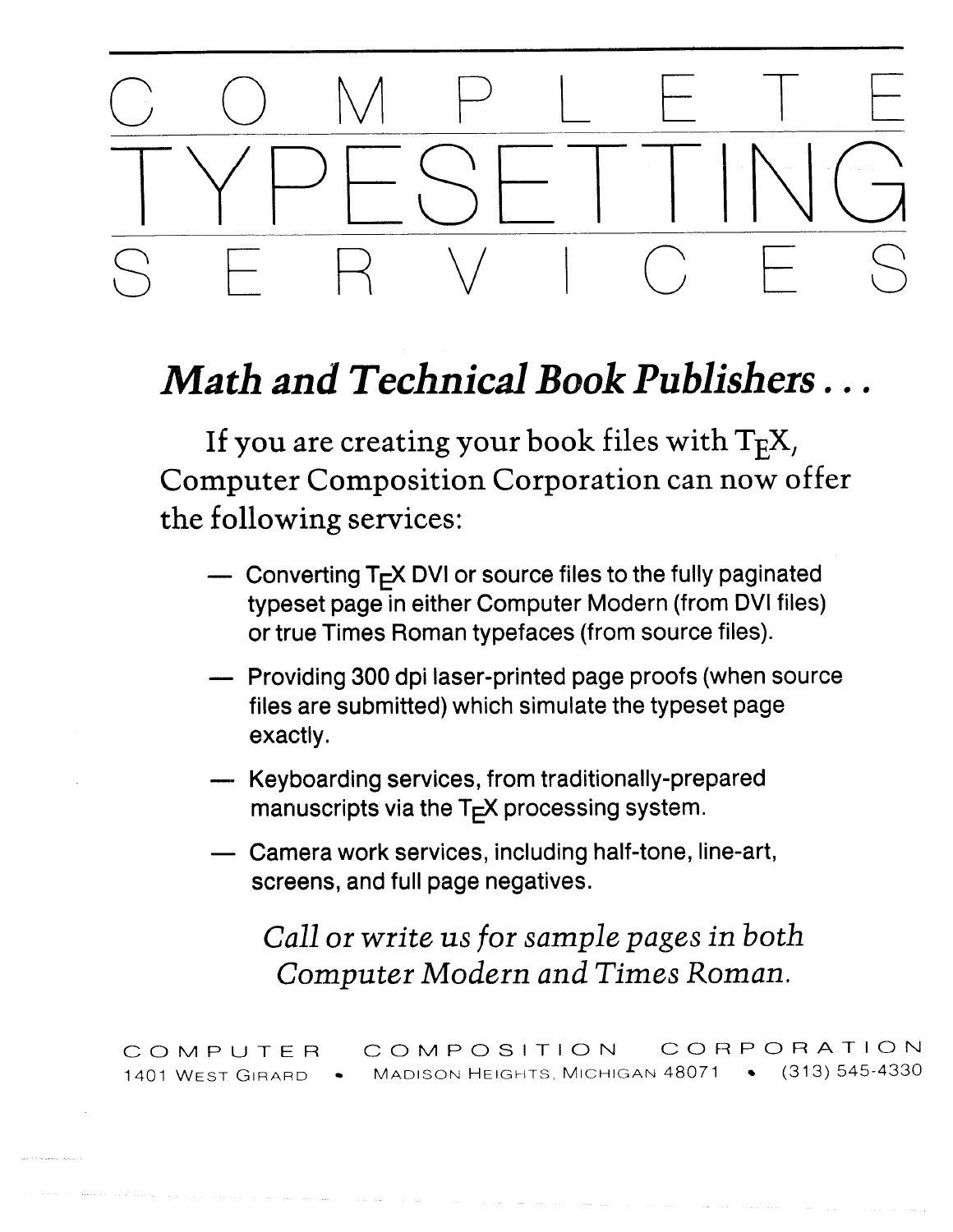# COMPLETE TYPESETTING SERVICES

## *Math and Technical Book Publishers . . .*

If you are creating your book files with TEX, Computer Composition Corporation can now offer the following services:

- Converting TEX DVI or source files to the fully paginated typeset page in either Computer Modern (from DVI files) or true Times Roman typefaces (from source files).
- Providing 300 dpi laser-printed page proofs (when source files are submitted) which simulate the typeset page exactly.
- Keyboarding services, from traditionally-prepared manuscripts via the TEX processing system.
- Camera work services, including half-tone, line-art, screens, and full page negatives.

*Call or write us for sample pages in both Computer Modern and Times Roman.*

COMPUTER COMPOSITION CORPORATION
1401 West Girard • Madison Heights, Michigan 48071 • (313) 545-4330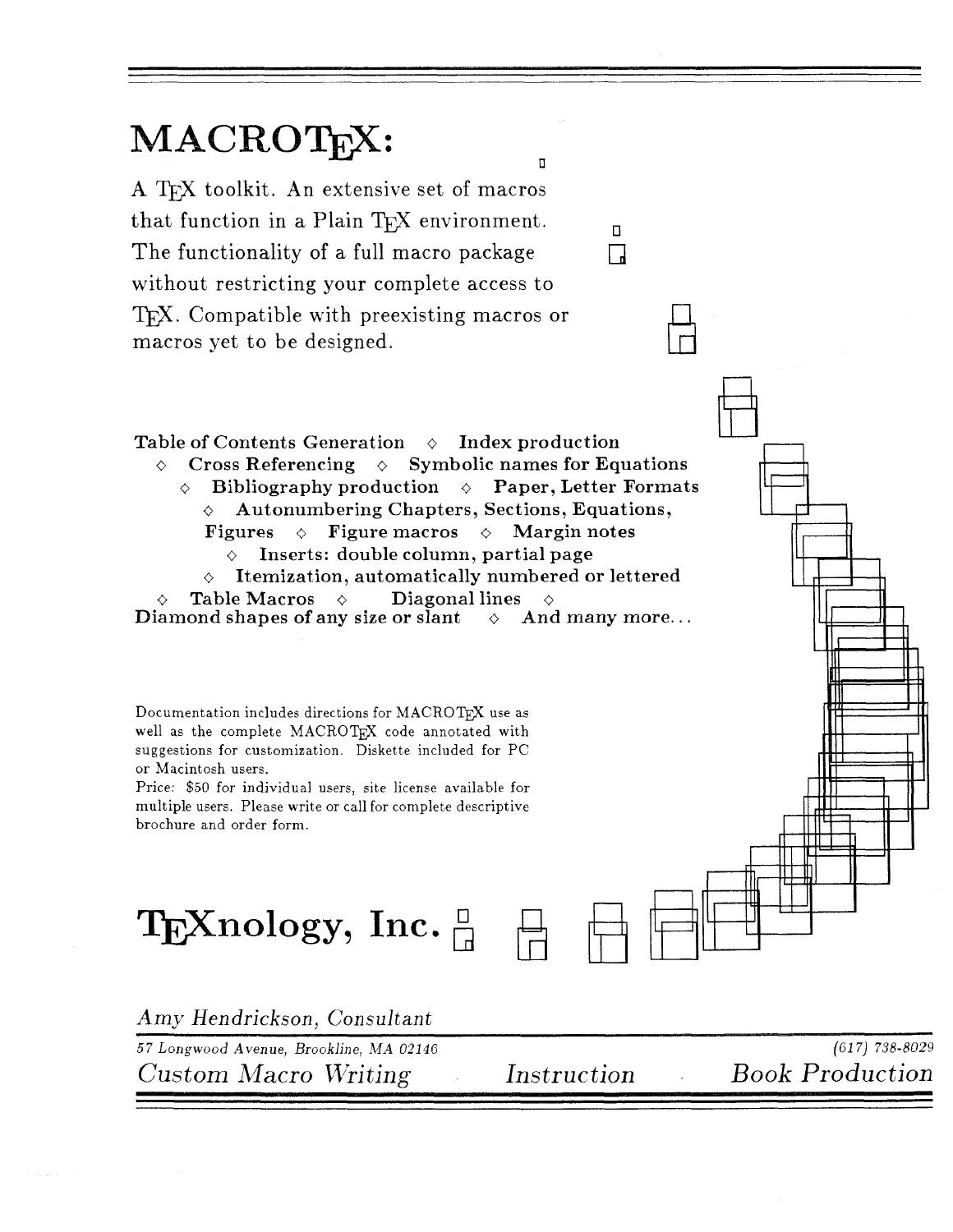# MACROTEX:

A TEX toolkit. An extensive set of macros that function in a Plain TEX environment. The functionality of a full macro package without restricting your complete access to TEX. Compatible with preexisting macros or macros yet to be designed.

**Table of Contents Generation ◇ Index production ◇ Cross Referencing ◇ Symbolic names for Equations ◇ Bibliography production ◇ Paper, Letter Formats ◇ Autonumbering Chapters, Sections, Equations, Figures ◇ Figure macros ◇ Margin notes ◇ Inserts: double column, partial page ◇ Itemization, automatically numbered or lettered ◇ Table Macros ◇ Diagonal lines ◇ Diamond shapes of any size or slant ◇ And many more...**

Documentation includes directions for MACROTEX use as well as the complete MACROTEX code annotated with suggestions for customization. Diskette included for PC or Macintosh users.

Price: $50 for individual users, site license available for multiple users. Please write or call for complete descriptive brochure and order form.

# TEXnology, Inc.

*Amy Hendrickson, Consultant*

*57 Longwood Avenue, Brookline, MA 02146* *(617) 738-8029*

*Custom Macro Writing* *Instruction* *Book Production*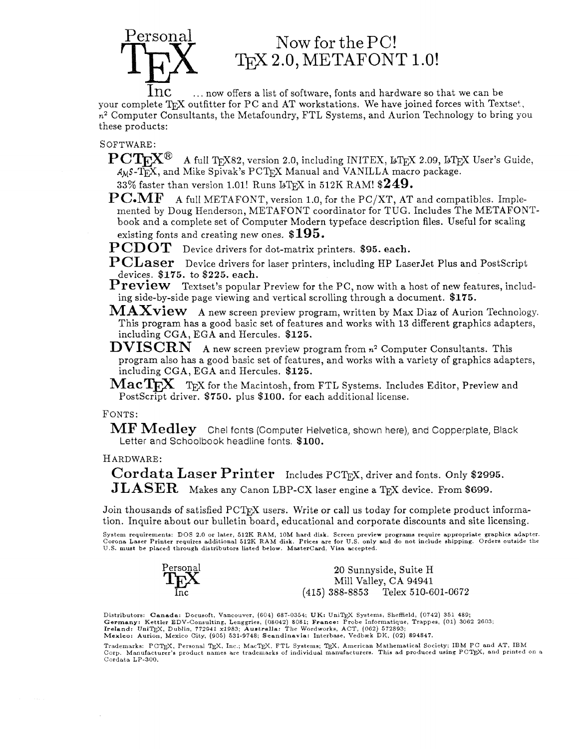# Personal TEX Inc

## Now for the PC! TEX 2.0, METAFONT 1.0!

... now offers a list of software, fonts and hardware so that we can be your complete TEX outfitter for PC and AT workstations. We have joined forces with Textset, $n^2$ Computer Consultants, the Metafoundry, FTL Systems, and Aurion Technology to bring you these products:

SOFTWARE:

**PCTEX®** A full TEX82, version 2.0, including INITEX, LaTEX 2.09, LaTEX User's Guide, AMS-TEX, and Mike Spivak's PCTEX Manual and VANILLA macro package. 33% faster than version 1.01! Runs LaTEX in 512K RAM! **$249.**

**PC.MF** A full METAFONT, version 1.0, for the PC/XT, AT and compatibles. Implemented by Doug Henderson, METAFONT coordinator for TUG. Includes The METAFONTbook and a complete set of Computer Modern typeface description files. Useful for scaling existing fonts and creating new ones. **$195.**

**PCDOT** Device drivers for dot-matrix printers. **$95. each.**

**PCLaser** Device drivers for laser printers, including HP LaserJet Plus and PostScript devices. **$175.** to **$225. each.**

**Preview** Textset's popular Preview for the PC, now with a host of new features, including side-by-side page viewing and vertical scrolling through a document. **$175.**

**MAXview** A new screen preview program, written by Max Diaz of Aurion Technology. This program has a good basic set of features and works with 13 different graphics adapters, including CGA, EGA and Hercules. **$125.**

**DVISCRN** A new screen preview program from $n^2$ Computer Consultants. This program also has a good basic set of features, and works with a variety of graphics adapters, including CGA, EGA and Hercules. **$125.**

**MacTEX** TEX for the Macintosh, from FTL Systems. Includes Editor, Preview and PostScript driver. **$750.** plus **$100.** for each additional license.

FONTS:

**MF Medley** Chel fonts (Computer Helvetica, shown here), and Copperplate, Black Letter and Schoolbook headline fonts. **$100.**

HARDWARE:

**Cordata Laser Printer** Includes PCTEX, driver and fonts. Only **$2995.**

**JLASER** Makes any Canon LBP-CX laser engine a TEX device. From **$699.**

Join thousands of satisfied PCTEX users. Write or call us today for complete product information. Inquire about our bulletin board, educational and corporate discounts and site licensing.

System requirements: DOS 2.0 or later, 512K RAM, 10M hard disk. Screen preview programs require appropriate graphics adapter. Corona Laser Printer requires additional 512K RAM disk. Prices are for U.S. only and do not include shipping. Orders outside the U.S. must be placed through distributors listed below. MasterCard, Visa accepted.

Personal TEX Inc
20 Sunnyside, Suite H
Mill Valley, CA 94941
(415) 388-8853 Telex 510-601-0672

Distributors: **Canada:** Docusoft, Vancouver, (604) 687-0354; **UK:** UniTEX Systems, Sheffield, (0742) 351 489; **Germany:** Kettler EDV-Consulting, Lenggries, (08042) 8081; **France:** Probe Informatique, Trappes, (01) 3062 2603; **Ireland:** UniTEX, Dublin, 772941 x1983; **Australia:** The Wordworks, ACT, (062) 572893; **Mexico:** Aurion, Mexico City, (905) 531-9748; **Scandinavia:** Interbase, Vedbæk DK, (02) 894847.

Trademarks: PCTEX, Personal TEX, Inc.; MacTEX, FTL Systems; TEX, American Mathematical Society; IBM PC and AT, IBM Corp. Manufacturer's product names are trademarks of individual manufacturers. This ad produced using PCTEX, and printed on a Cordata LP-300.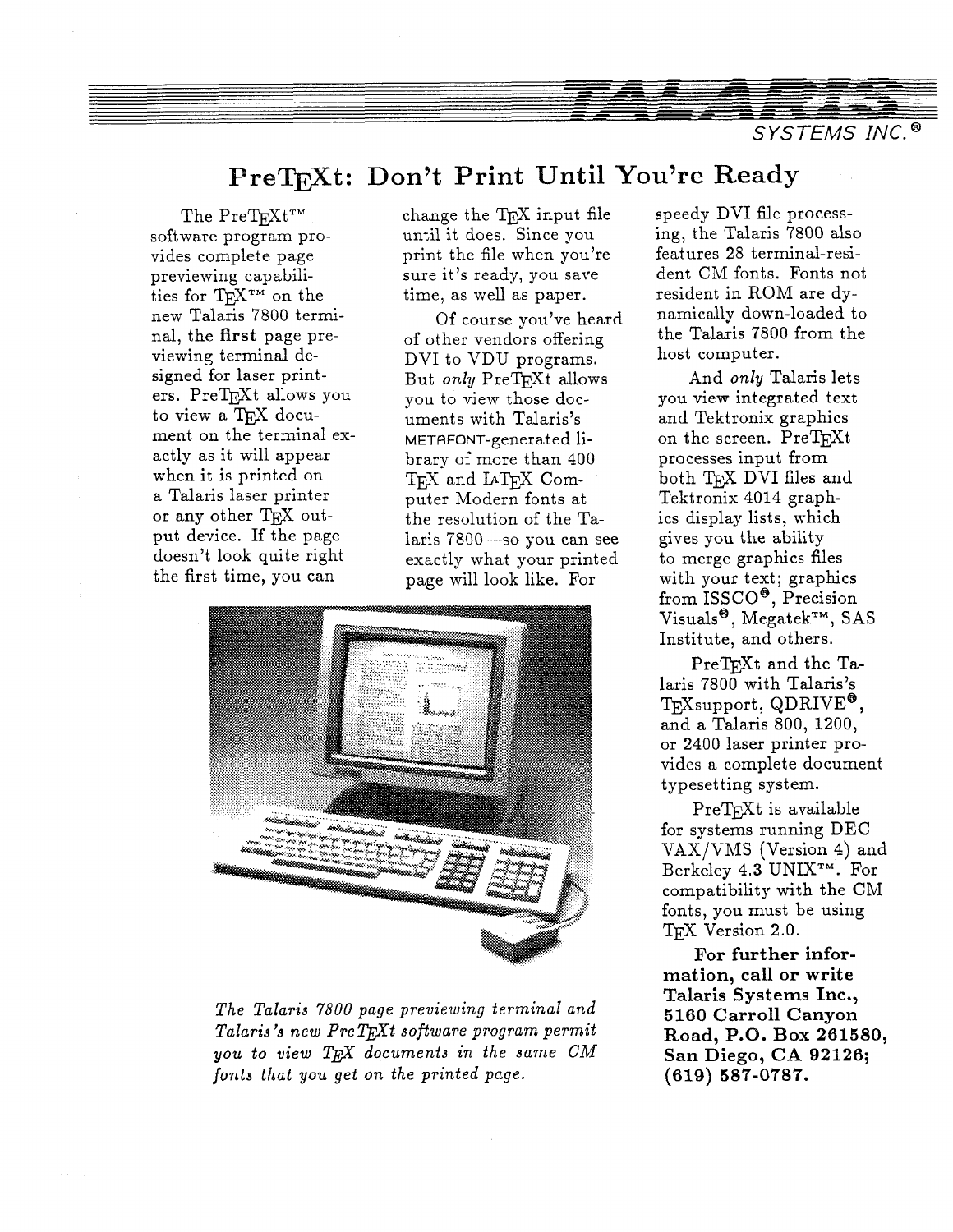TALARIS SYSTEMS INC.®

# PreTEXt: Don't Print Until You're Ready

The PreTEXt™ software program provides complete page previewing capabilities for TEX™ on the new Talaris 7800 terminal, the **first** page previewing terminal designed for laser printers. PreTEXt allows you to view a TEX document on the terminal exactly as it will appear when it is printed on a Talaris laser printer or any other TEX output device. If the page doesn't look quite right the first time, you can change the TEX input file until it does. Since you print the file when you're sure it's ready, you save time, as well as paper.

Of course you've heard of other vendors offering DVI to VDU programs. But *only* PreTEXt allows you to view those documents with Talaris's METAFONT-generated library of more than 400 TEX and LATEX Computer Modern fonts at the resolution of the Talaris 7800—so you can see exactly what your printed page will look like. For speedy DVI file processing, the Talaris 7800 also features 28 terminal-resident CM fonts. Fonts not resident in ROM are dynamically down-loaded to the Talaris 7800 from the host computer.

And *only* Talaris lets you view integrated text and Tektronix graphics on the screen. PreTEXt processes input from both TEX DVI files and Tektronix 4014 graphics display lists, which gives you the ability to merge graphics files with your text; graphics from ISSCO®, Precision Visuals®, Megatek™, SAS Institute, and others.

PreTEXt and the Talaris 7800 with Talaris's TEXsupport, QDRIVE®, and a Talaris 800, 1200, or 2400 laser printer provides a complete document typesetting system.

PreTEXt is available for systems running DEC VAX/VMS (Version 4) and Berkeley 4.3 UNIX™. For compatibility with the CM fonts, you must be using TEX Version 2.0.

*The Talaris 7800 page previewing terminal and Talaris's new PreTEXt software program permit you to view TEX documents in the same CM fonts that you get on the printed page.*

**For further information, call or write Talaris Systems Inc., 5160 Carroll Canyon Road, P.O. Box 261580, San Diego, CA 92126; (619) 587-0787.**